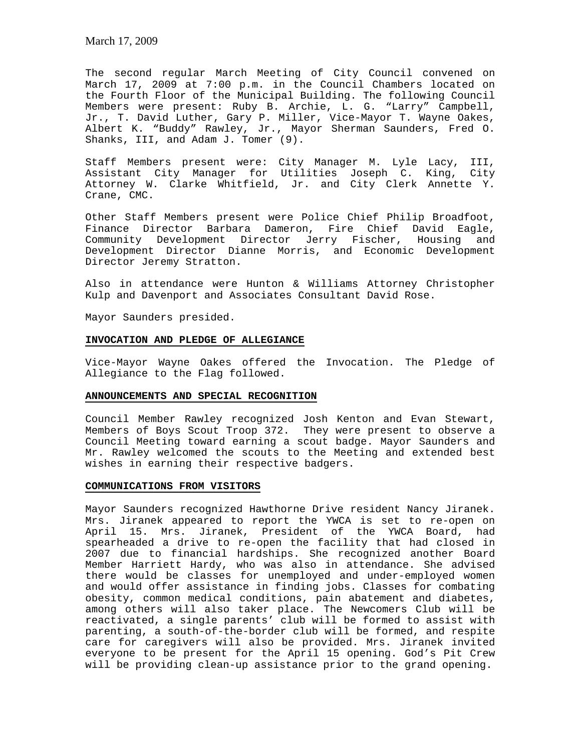March 17, 2009

The second regular March Meeting of City Council convened on March 17, 2009 at 7:00 p.m. in the Council Chambers located on the Fourth Floor of the Municipal Building. The following Council Members were present: Ruby B. Archie, L. G. "Larry" Campbell, Jr., T. David Luther, Gary P. Miller, Vice-Mayor T. Wayne Oakes, Albert K. "Buddy" Rawley, Jr., Mayor Sherman Saunders, Fred O. Shanks, III, and Adam J. Tomer (9).

Staff Members present were: City Manager M. Lyle Lacy, III, Assistant City Manager for Utilities Joseph C. King, City Attorney W. Clarke Whitfield, Jr. and City Clerk Annette Y. Crane, CMC.

Other Staff Members present were Police Chief Philip Broadfoot, Finance Director Barbara Dameron, Fire Chief David Eagle, Community Development Director Jerry Fischer, Housing and Development Director Dianne Morris, and Economic Development Director Jeremy Stratton.

Also in attendance were Hunton & Williams Attorney Christopher Kulp and Davenport and Associates Consultant David Rose.

Mayor Saunders presided.

**INVOCATION AND PLEDGE OF ALLEGIANCE**

Vice-Mayor Wayne Oakes offered the Invocation. The Pledge of Allegiance to the Flag followed.

**ANNOUNCEMENTS AND SPECIAL RECOGNITION**

Council Member Rawley recognized Josh Kenton and Evan Stewart, Members of Boys Scout Troop 372. They were present to observe a Council Meeting toward earning a scout badge. Mayor Saunders and Mr. Rawley welcomed the scouts to the Meeting and extended best wishes in earning their respective badgers.

**COMMUNICATIONS FROM VISITORS**

Mayor Saunders recognized Hawthorne Drive resident Nancy Jiranek. Mrs. Jiranek appeared to report the YWCA is set to re-open on April 15. Mrs. Jiranek, President of the YWCA Board, had spearheaded a drive to re-open the facility that had closed in 2007 due to financial hardships. She recognized another Board Member Harriett Hardy, who was also in attendance. She advised there would be classes for unemployed and under-employed women and would offer assistance in finding jobs. Classes for combating obesity, common medical conditions, pain abatement and diabetes, among others will also taker place. The Newcomers Club will be reactivated, a single parents' club will be formed to assist with parenting, a south-of-the-border club will be formed, and respite care for caregivers will also be provided. Mrs. Jiranek invited everyone to be present for the April 15 opening. God's Pit Crew will be providing clean-up assistance prior to the grand opening.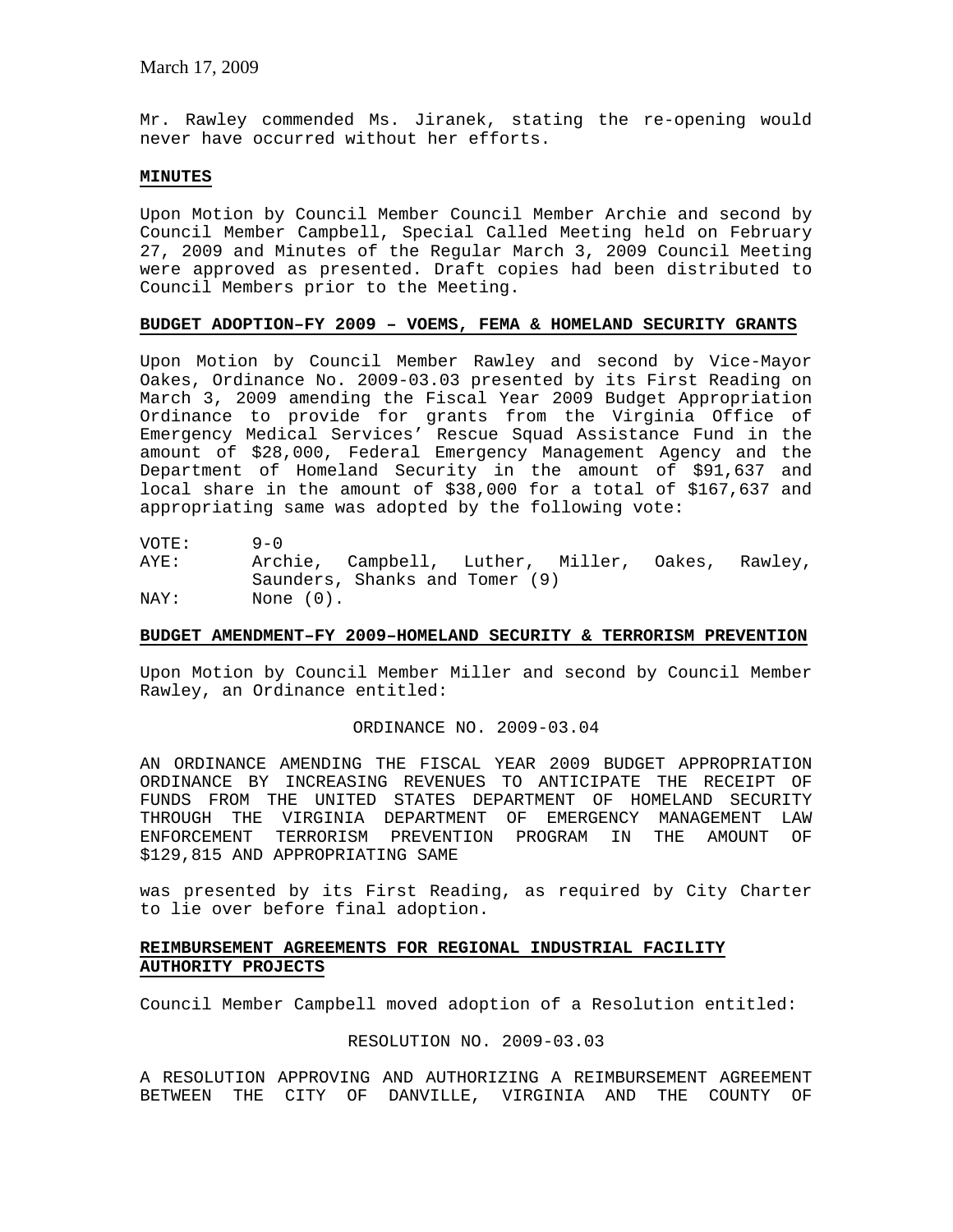Mr. Rawley commended Ms. Jiranek, stating the re-opening would never have occurred without her efforts.

**MINUTES**

Upon Motion by Council Member Council Member Archie and second by Council Member Campbell, Special Called Meeting held on February 27, 2009 and Minutes of the Regular March 3, 2009 Council Meeting were approved as presented. Draft copies had been distributed to Council Members prior to the Meeting.

**BUDGET ADOPTION–FY 2009 – VOEMS, FEMA & HOMELAND SECURITY GRANTS**

Upon Motion by Council Member Rawley and second by Vice-Mayor Oakes, Ordinance No. 2009-03.03 presented by its First Reading on March 3, 2009 amending the Fiscal Year 2009 Budget Appropriation Ordinance to provide for grants from the Virginia Office of Emergency Medical Services' Rescue Squad Assistance Fund in the amount of $28,000, Federal Emergency Management Agency and the Department of Homeland Security in the amount of $91,637 and local share in the amount of $38,000 for a total of $167,637 and appropriating same was adopted by the following vote:

VOTE: 9-0
AYE: Archie, Campbell, Luther, Miller, Oakes, Rawley, Saunders, Shanks and Tomer (9)
NAY: None (0).

**BUDGET AMENDMENT–FY 2009–HOMELAND SECURITY & TERRORISM PREVENTION**

Upon Motion by Council Member Miller and second by Council Member Rawley, an Ordinance entitled:

ORDINANCE NO. 2009-03.04

AN ORDINANCE AMENDING THE FISCAL YEAR 2009 BUDGET APPROPRIATION ORDINANCE BY INCREASING REVENUES TO ANTICIPATE THE RECEIPT OF FUNDS FROM THE UNITED STATES DEPARTMENT OF HOMELAND SECURITY THROUGH THE VIRGINIA DEPARTMENT OF EMERGENCY MANAGEMENT LAW ENFORCEMENT TERRORISM PREVENTION PROGRAM IN THE AMOUNT OF $129,815 AND APPROPRIATING SAME

was presented by its First Reading, as required by City Charter to lie over before final adoption.

**REIMBURSEMENT AGREEMENTS FOR REGIONAL INDUSTRIAL FACILITY AUTHORITY PROJECTS**

Council Member Campbell moved adoption of a Resolution entitled:

RESOLUTION NO. 2009-03.03

A RESOLUTION APPROVING AND AUTHORIZING A REIMBURSEMENT AGREEMENT BETWEEN THE CITY OF DANVILLE, VIRGINIA AND THE COUNTY OF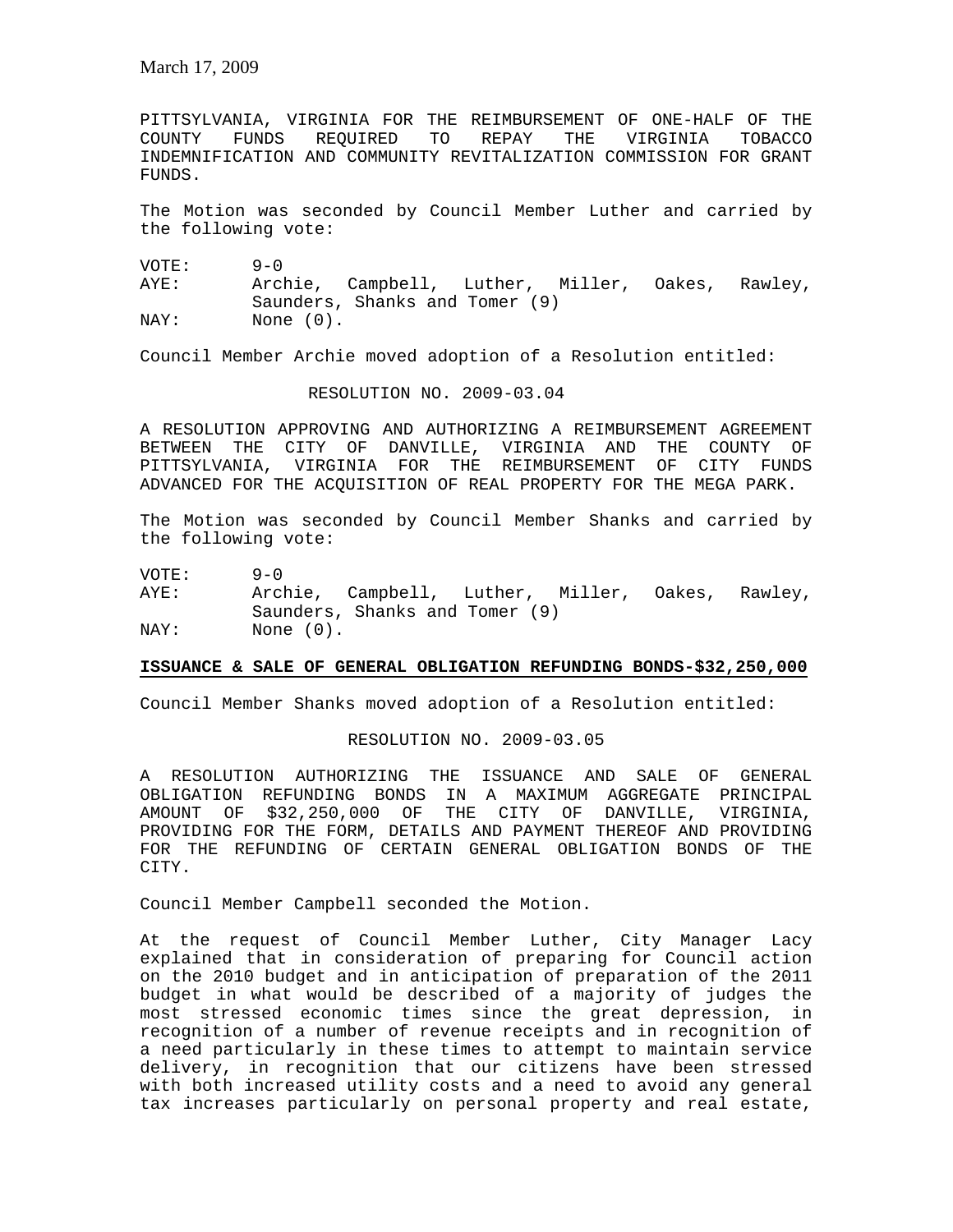PITTSYLVANIA, VIRGINIA FOR THE REIMBURSEMENT OF ONE-HALF OF THE COUNTY FUNDS REQUIRED TO REPAY THE VIRGINIA TOBACCO INDEMNIFICATION AND COMMUNITY REVITALIZATION COMMISSION FOR GRANT FUNDS.

The Motion was seconded by Council Member Luther and carried by the following vote:

VOTE: 9-0
AYE: Archie, Campbell, Luther, Miller, Oakes, Rawley, Saunders, Shanks and Tomer (9)
NAY: None (0).

Council Member Archie moved adoption of a Resolution entitled:

RESOLUTION NO. 2009-03.04

A RESOLUTION APPROVING AND AUTHORIZING A REIMBURSEMENT AGREEMENT BETWEEN THE CITY OF DANVILLE, VIRGINIA AND THE COUNTY OF PITTSYLVANIA, VIRGINIA FOR THE REIMBURSEMENT OF CITY FUNDS ADVANCED FOR THE ACQUISITION OF REAL PROPERTY FOR THE MEGA PARK.

The Motion was seconded by Council Member Shanks and carried by the following vote:

VOTE: 9-0
AYE: Archie, Campbell, Luther, Miller, Oakes, Rawley, Saunders, Shanks and Tomer (9)
NAY: None (0).

**ISSUANCE & SALE OF GENERAL OBLIGATION REFUNDING BONDS-$32,250,000**

Council Member Shanks moved adoption of a Resolution entitled:

RESOLUTION NO. 2009-03.05

A RESOLUTION AUTHORIZING THE ISSUANCE AND SALE OF GENERAL OBLIGATION REFUNDING BONDS IN A MAXIMUM AGGREGATE PRINCIPAL AMOUNT OF $32,250,000 OF THE CITY OF DANVILLE, VIRGINIA, PROVIDING FOR THE FORM, DETAILS AND PAYMENT THEREOF AND PROVIDING FOR THE REFUNDING OF CERTAIN GENERAL OBLIGATION BONDS OF THE CITY.

Council Member Campbell seconded the Motion.

At the request of Council Member Luther, City Manager Lacy explained that in consideration of preparing for Council action on the 2010 budget and in anticipation of preparation of the 2011 budget in what would be described of a majority of judges the most stressed economic times since the great depression, in recognition of a number of revenue receipts and in recognition of a need particularly in these times to attempt to maintain service delivery, in recognition that our citizens have been stressed with both increased utility costs and a need to avoid any general tax increases particularly on personal property and real estate,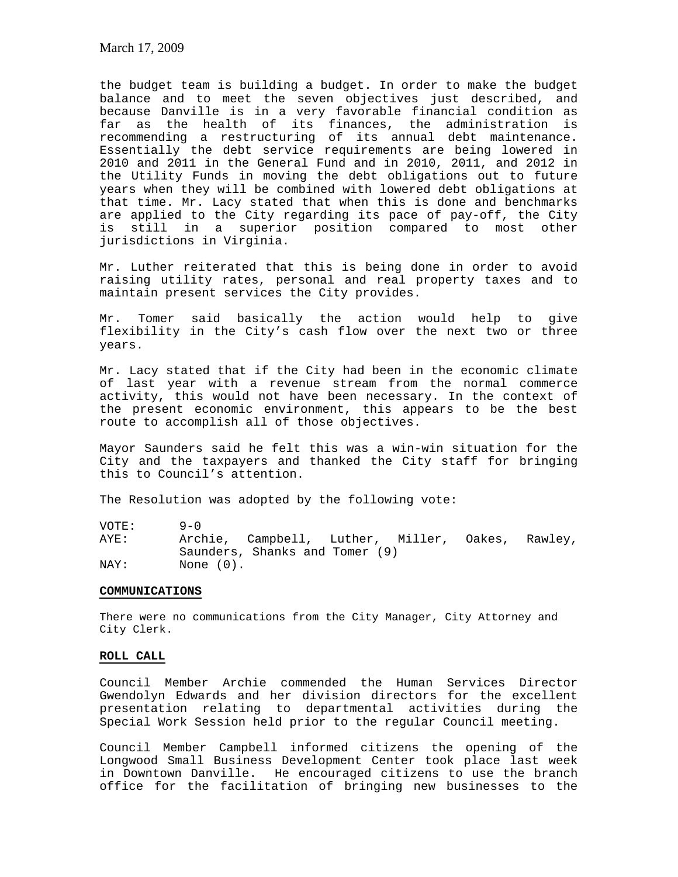the budget team is building a budget. In order to make the budget balance and to meet the seven objectives just described, and because Danville is in a very favorable financial condition as far as the health of its finances, the administration is recommending a restructuring of its annual debt maintenance. Essentially the debt service requirements are being lowered in 2010 and 2011 in the General Fund and in 2010, 2011, and 2012 in the Utility Funds in moving the debt obligations out to future years when they will be combined with lowered debt obligations at that time. Mr. Lacy stated that when this is done and benchmarks are applied to the City regarding its pace of pay-off, the City is still in a superior position compared to most other jurisdictions in Virginia.

Mr. Luther reiterated that this is being done in order to avoid raising utility rates, personal and real property taxes and to maintain present services the City provides.

Mr. Tomer said basically the action would help to give flexibility in the City's cash flow over the next two or three years.

Mr. Lacy stated that if the City had been in the economic climate of last year with a revenue stream from the normal commerce activity, this would not have been necessary. In the context of the present economic environment, this appears to be the best route to accomplish all of those objectives.

Mayor Saunders said he felt this was a win-win situation for the City and the taxpayers and thanked the City staff for bringing this to Council's attention.

The Resolution was adopted by the following vote:

VOTE: 9-0
AYE: Archie, Campbell, Luther, Miller, Oakes, Rawley, Saunders, Shanks and Tomer (9)
NAY: None (0).

**COMMUNICATIONS**

There were no communications from the City Manager, City Attorney and City Clerk.

**ROLL CALL**

Council Member Archie commended the Human Services Director Gwendolyn Edwards and her division directors for the excellent presentation relating to departmental activities during the Special Work Session held prior to the regular Council meeting.

Council Member Campbell informed citizens the opening of the Longwood Small Business Development Center took place last week in Downtown Danville. He encouraged citizens to use the branch office for the facilitation of bringing new businesses to the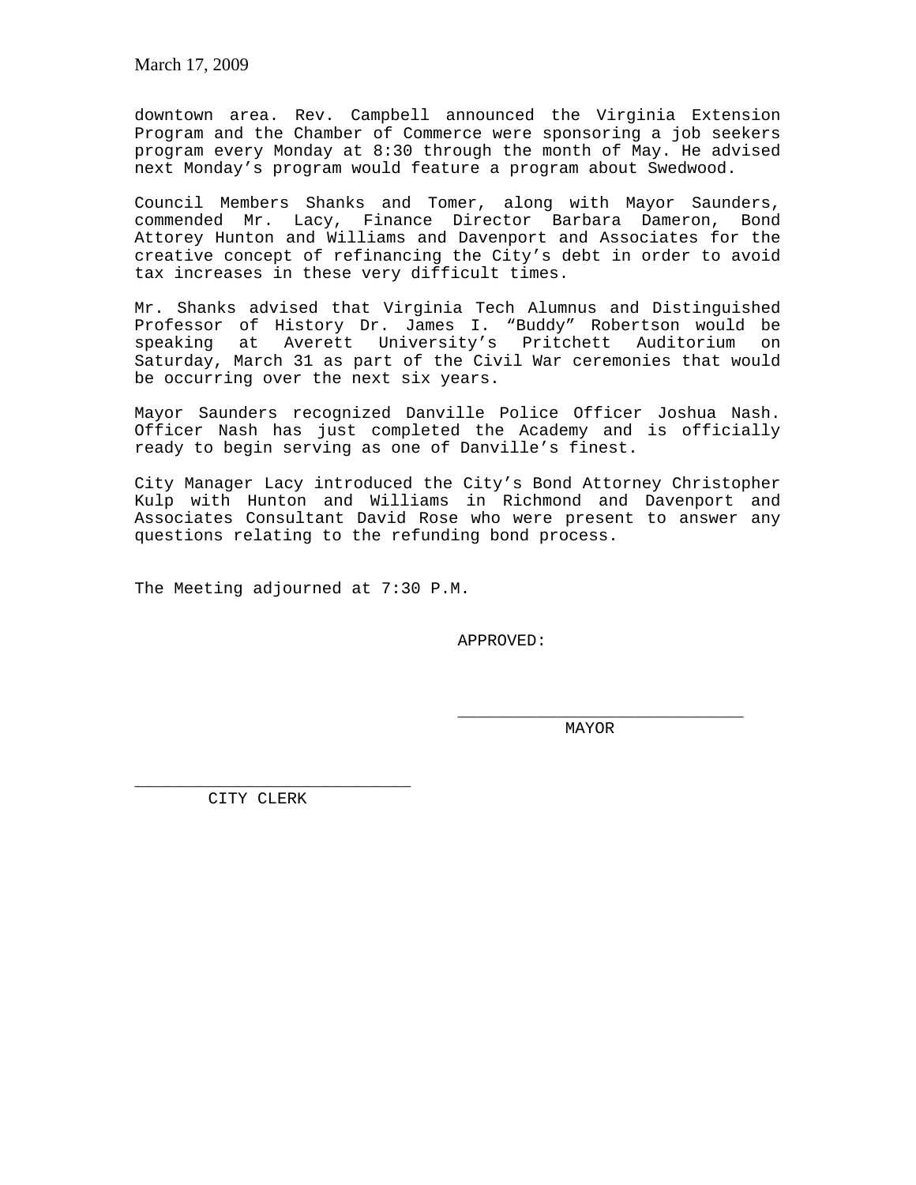downtown area. Rev. Campbell announced the Virginia Extension Program and the Chamber of Commerce were sponsoring a job seekers program every Monday at 8:30 through the month of May. He advised next Monday's program would feature a program about Swedwood.

Council Members Shanks and Tomer, along with Mayor Saunders, commended Mr. Lacy, Finance Director Barbara Dameron, Bond Attorey Hunton and Williams and Davenport and Associates for the creative concept of refinancing the City's debt in order to avoid tax increases in these very difficult times.

Mr. Shanks advised that Virginia Tech Alumnus and Distinguished Professor of History Dr. James I. "Buddy" Robertson would be speaking at Averett University's Pritchett Auditorium on Saturday, March 31 as part of the Civil War ceremonies that would be occurring over the next six years.

Mayor Saunders recognized Danville Police Officer Joshua Nash. Officer Nash has just completed the Academy and is officially ready to begin serving as one of Danville's finest.

City Manager Lacy introduced the City's Bond Attorney Christopher Kulp with Hunton and Williams in Richmond and Davenport and Associates Consultant David Rose who were present to answer any questions relating to the refunding bond process.

The Meeting adjourned at 7:30 P.M.

APPROVED:

\_\_\_\_\_\_\_\_\_\_\_\_\_\_\_\_\_\_\_\_\_\_\_\_\_\_\_\_\_\_
MAYOR

\_\_\_\_\_\_\_\_\_\_\_\_\_\_\_\_\_\_\_\_\_\_\_\_\_\_\_\_\_\_
CITY CLERK